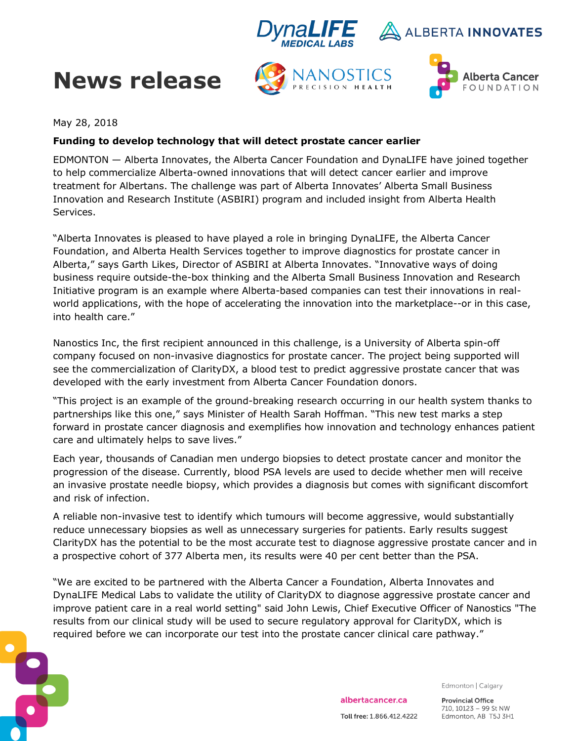# News release

May 28, 2018

**Funding to develop technology that will detect prostate cancer earlier**

EDMONTON — Alberta Innovates, the Alberta Cancer Foundation and DynaLIFE have joined together to help commercialize Alberta-owned innovations that will detect cancer earlier and improve treatment for Albertans. The challenge was part of Alberta Innovates' Alberta Small Business Innovation and Research Institute (ASBIRI) program and included insight from Alberta Health Services.

"Alberta Innovates is pleased to have played a role in bringing DynaLIFE, the Alberta Cancer Foundation, and Alberta Health Services together to improve diagnostics for prostate cancer in Alberta," says Garth Likes, Director of ASBIRI at Alberta Innovates. "Innovative ways of doing business require outside-the-box thinking and the Alberta Small Business Innovation and Research Initiative program is an example where Alberta-based companies can test their innovations in real-world applications, with the hope of accelerating the innovation into the marketplace--or in this case, into health care."

Nanostics Inc, the first recipient announced in this challenge, is a University of Alberta spin-off company focused on non-invasive diagnostics for prostate cancer. The project being supported will see the commercialization of ClarityDX, a blood test to predict aggressive prostate cancer that was developed with the early investment from Alberta Cancer Foundation donors.

"This project is an example of the ground-breaking research occurring in our health system thanks to partnerships like this one," says Minister of Health Sarah Hoffman. "This new test marks a step forward in prostate cancer diagnosis and exemplifies how innovation and technology enhances patient care and ultimately helps to save lives."

Each year, thousands of Canadian men undergo biopsies to detect prostate cancer and monitor the progression of the disease. Currently, blood PSA levels are used to decide whether men will receive an invasive prostate needle biopsy, which provides a diagnosis but comes with significant discomfort and risk of infection.

A reliable non-invasive test to identify which tumours will become aggressive, would substantially reduce unnecessary biopsies as well as unnecessary surgeries for patients. Early results suggest ClarityDX has the potential to be the most accurate test to diagnose aggressive prostate cancer and in a prospective cohort of 377 Alberta men, its results were 40 per cent better than the PSA.

"We are excited to be partnered with the Alberta Cancer a Foundation, Alberta Innovates and DynaLIFE Medical Labs to validate the utility of ClarityDX to diagnose aggressive prostate cancer and improve patient care in a real world setting" said John Lewis, Chief Executive Officer of Nanostics "The results from our clinical study will be used to secure regulatory approval for ClarityDX, which is required before we can incorporate our test into the prostate cancer clinical care pathway."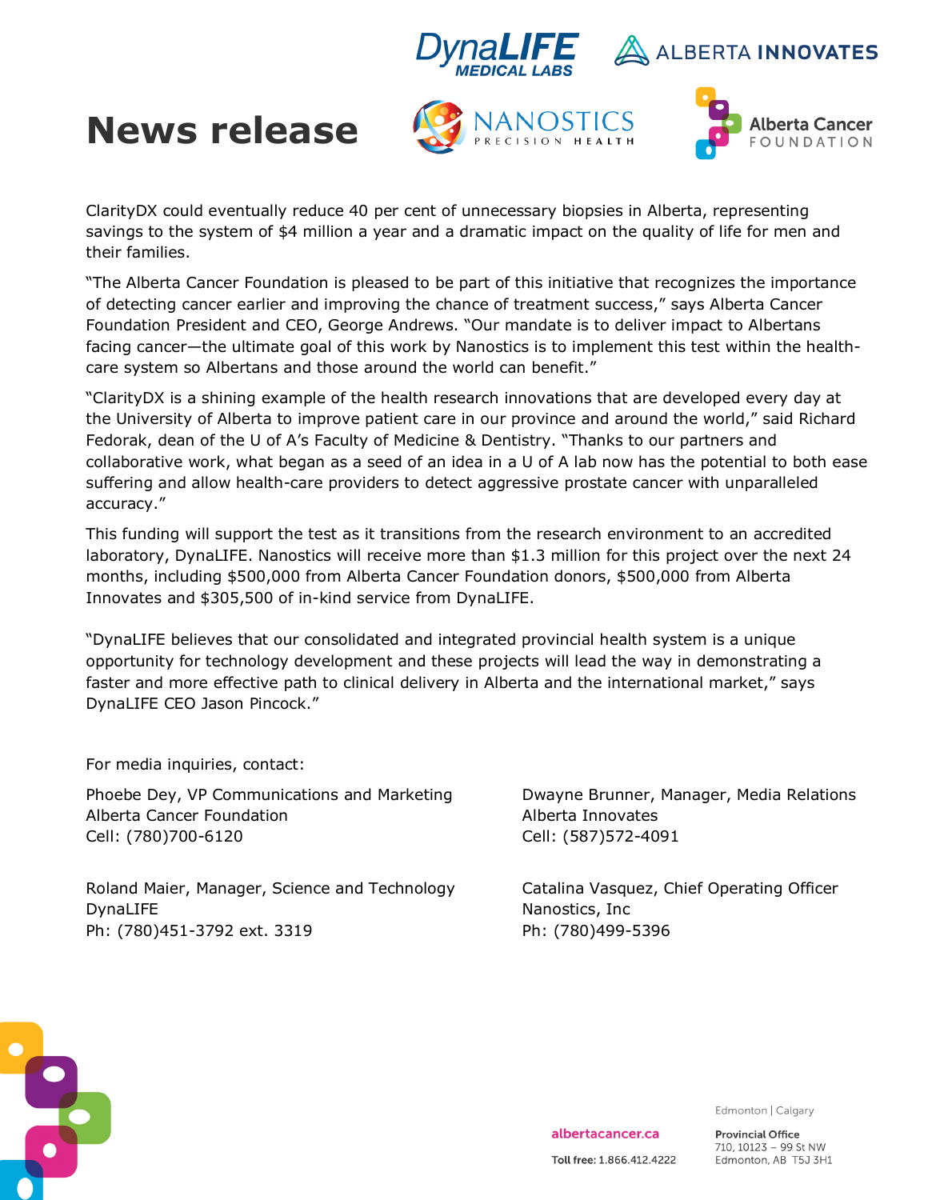# News release

ClarityDX could eventually reduce 40 per cent of unnecessary biopsies in Alberta, representing savings to the system of $4 million a year and a dramatic impact on the quality of life for men and their families.

"The Alberta Cancer Foundation is pleased to be part of this initiative that recognizes the importance of detecting cancer earlier and improving the chance of treatment success," says Alberta Cancer Foundation President and CEO, George Andrews. "Our mandate is to deliver impact to Albertans facing cancer—the ultimate goal of this work by Nanostics is to implement this test within the health-care system so Albertans and those around the world can benefit."

"ClarityDX is a shining example of the health research innovations that are developed every day at the University of Alberta to improve patient care in our province and around the world," said Richard Fedorak, dean of the U of A's Faculty of Medicine & Dentistry. "Thanks to our partners and collaborative work, what began as a seed of an idea in a U of A lab now has the potential to both ease suffering and allow health-care providers to detect aggressive prostate cancer with unparalleled accuracy."

This funding will support the test as it transitions from the research environment to an accredited laboratory, DynaLIFE. Nanostics will receive more than $1.3 million for this project over the next 24 months, including $500,000 from Alberta Cancer Foundation donors, $500,000 from Alberta Innovates and $305,500 of in-kind service from DynaLIFE.

"DynaLIFE believes that our consolidated and integrated provincial health system is a unique opportunity for technology development and these projects will lead the way in demonstrating a faster and more effective path to clinical delivery in Alberta and the international market," says DynaLIFE CEO Jason Pincock."

For media inquiries, contact:

Phoebe Dey, VP Communications and Marketing
Alberta Cancer Foundation
Cell: (780)700-6120

Dwayne Brunner, Manager, Media Relations
Alberta Innovates
Cell: (587)572-4091

Roland Maier, Manager, Science and Technology
DynaLIFE
Ph: (780)451-3792 ext. 3319

Catalina Vasquez, Chief Operating Officer
Nanostics, Inc
Ph: (780)499-5396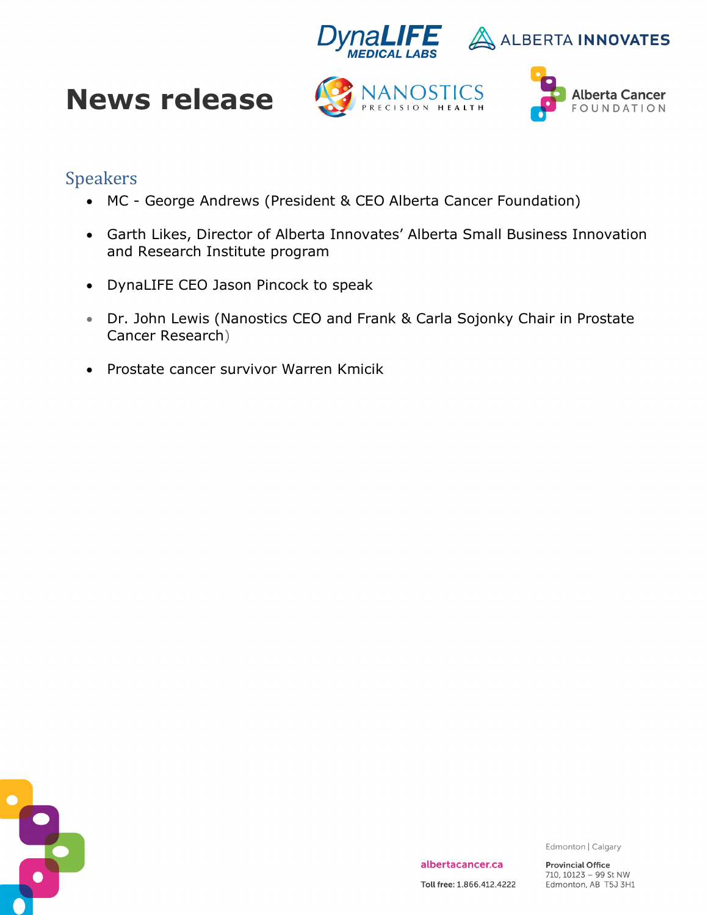# News release

## Speakers

- MC - George Andrews (President & CEO Alberta Cancer Foundation)
- Garth Likes, Director of Alberta Innovates' Alberta Small Business Innovation and Research Institute program
- DynaLIFE CEO Jason Pincock to speak
- Dr. John Lewis (Nanostics CEO and Frank & Carla Sojonky Chair in Prostate Cancer Research)
- Prostate cancer survivor Warren Kmicik

albertacancer.ca

Toll free: 1.866.412.4222

Edmonton | Calgary

Provincial Office
710, 10123 – 99 St NW
Edmonton, AB T5J 3H1